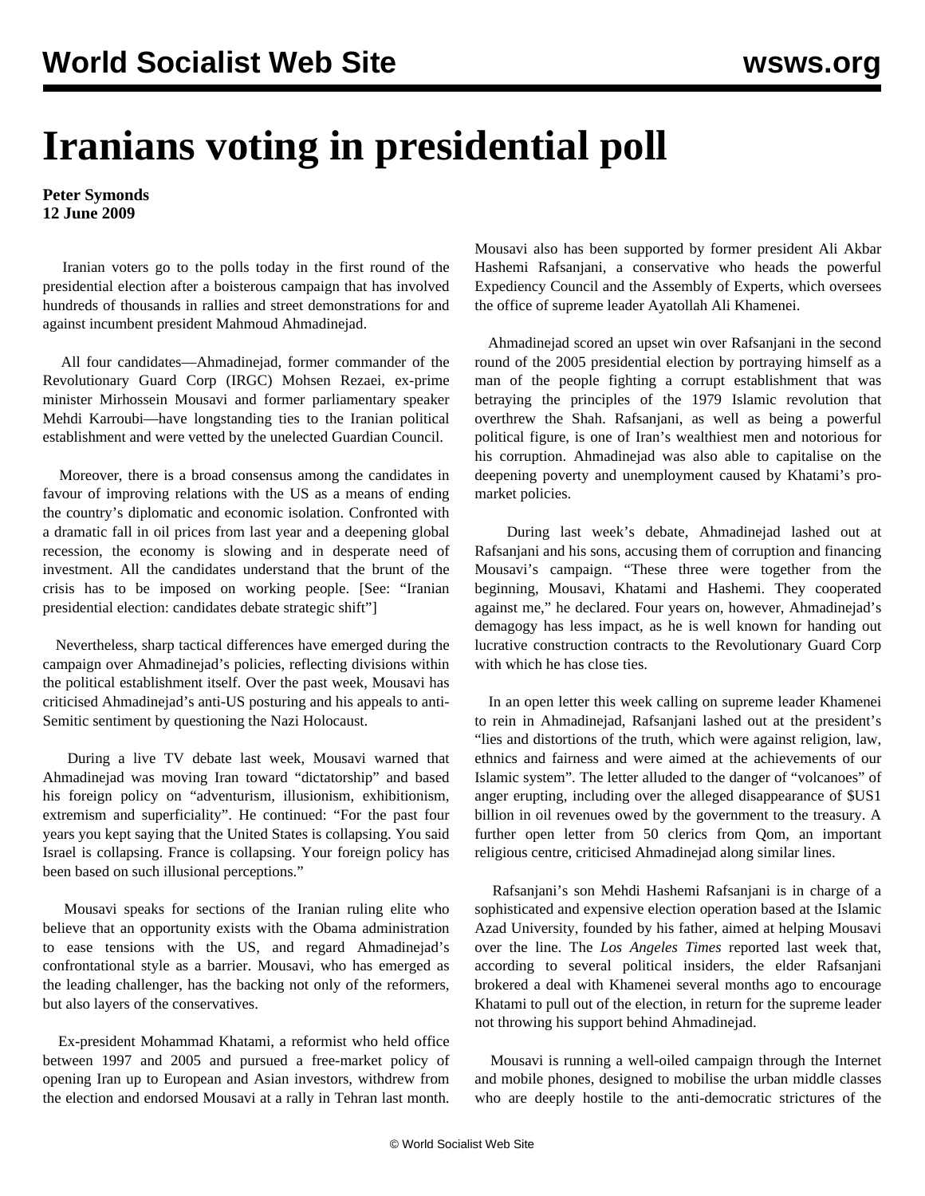# Iranians voting in presidential poll

**Peter Symonds**
**12 June 2009**

Iranian voters go to the polls today in the first round of the presidential election after a boisterous campaign that has involved hundreds of thousands in rallies and street demonstrations for and against incumbent president Mahmoud Ahmadinejad.

All four candidates—Ahmadinejad, former commander of the Revolutionary Guard Corp (IRGC) Mohsen Rezaei, ex-prime minister Mirhossein Mousavi and former parliamentary speaker Mehdi Karroubi—have longstanding ties to the Iranian political establishment and were vetted by the unelected Guardian Council.

Moreover, there is a broad consensus among the candidates in favour of improving relations with the US as a means of ending the country's diplomatic and economic isolation. Confronted with a dramatic fall in oil prices from last year and a deepening global recession, the economy is slowing and in desperate need of investment. All the candidates understand that the brunt of the crisis has to be imposed on working people. [See: "Iranian presidential election: candidates debate strategic shift"]

Nevertheless, sharp tactical differences have emerged during the campaign over Ahmadinejad's policies, reflecting divisions within the political establishment itself. Over the past week, Mousavi has criticised Ahmadinejad's anti-US posturing and his appeals to anti-Semitic sentiment by questioning the Nazi Holocaust.

During a live TV debate last week, Mousavi warned that Ahmadinejad was moving Iran toward "dictatorship" and based his foreign policy on "adventurism, illusionism, exhibitionism, extremism and superficiality". He continued: "For the past four years you kept saying that the United States is collapsing. You said Israel is collapsing. France is collapsing. Your foreign policy has been based on such illusional perceptions."

Mousavi speaks for sections of the Iranian ruling elite who believe that an opportunity exists with the Obama administration to ease tensions with the US, and regard Ahmadinejad's confrontational style as a barrier. Mousavi, who has emerged as the leading challenger, has the backing not only of the reformers, but also layers of the conservatives.

Ex-president Mohammad Khatami, a reformist who held office between 1997 and 2005 and pursued a free-market policy of opening Iran up to European and Asian investors, withdrew from the election and endorsed Mousavi at a rally in Tehran last month. Mousavi also has been supported by former president Ali Akbar Hashemi Rafsanjani, a conservative who heads the powerful Expediency Council and the Assembly of Experts, which oversees the office of supreme leader Ayatollah Ali Khamenei.

Ahmadinejad scored an upset win over Rafsanjani in the second round of the 2005 presidential election by portraying himself as a man of the people fighting a corrupt establishment that was betraying the principles of the 1979 Islamic revolution that overthrew the Shah. Rafsanjani, as well as being a powerful political figure, is one of Iran's wealthiest men and notorious for his corruption. Ahmadinejad was also able to capitalise on the deepening poverty and unemployment caused by Khatami's pro-market policies.

During last week's debate, Ahmadinejad lashed out at Rafsanjani and his sons, accusing them of corruption and financing Mousavi's campaign. "These three were together from the beginning, Mousavi, Khatami and Hashemi. They cooperated against me," he declared. Four years on, however, Ahmadinejad's demagogy has less impact, as he is well known for handing out lucrative construction contracts to the Revolutionary Guard Corp with which he has close ties.

In an open letter this week calling on supreme leader Khamenei to rein in Ahmadinejad, Rafsanjani lashed out at the president's "lies and distortions of the truth, which were against religion, law, ethnics and fairness and were aimed at the achievements of our Islamic system". The letter alluded to the danger of "volcanoes" of anger erupting, including over the alleged disappearance of $US1 billion in oil revenues owed by the government to the treasury. A further open letter from 50 clerics from Qom, an important religious centre, criticised Ahmadinejad along similar lines.

Rafsanjani's son Mehdi Hashemi Rafsanjani is in charge of a sophisticated and expensive election operation based at the Islamic Azad University, founded by his father, aimed at helping Mousavi over the line. The *Los Angeles Times* reported last week that, according to several political insiders, the elder Rafsanjani brokered a deal with Khamenei several months ago to encourage Khatami to pull out of the election, in return for the supreme leader not throwing his support behind Ahmadinejad.

Mousavi is running a well-oiled campaign through the Internet and mobile phones, designed to mobilise the urban middle classes who are deeply hostile to the anti-democratic strictures of the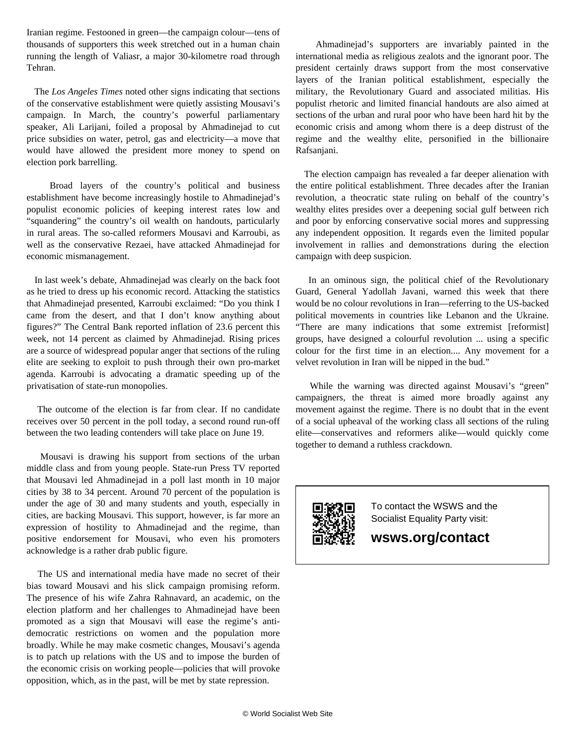Iranian regime. Festooned in green—the campaign colour—tens of thousands of supporters this week stretched out in a human chain running the length of Valiasr, a major 30-kilometre road through Tehran.

The *Los Angeles Times* noted other signs indicating that sections of the conservative establishment were quietly assisting Mousavi's campaign. In March, the country's powerful parliamentary speaker, Ali Larijani, foiled a proposal by Ahmadinejad to cut price subsidies on water, petrol, gas and electricity—a move that would have allowed the president more money to spend on election pork barrelling.

Broad layers of the country's political and business establishment have become increasingly hostile to Ahmadinejad's populist economic policies of keeping interest rates low and "squandering" the country's oil wealth on handouts, particularly in rural areas. The so-called reformers Mousavi and Karroubi, as well as the conservative Rezaei, have attacked Ahmadinejad for economic mismanagement.

In last week's debate, Ahmadinejad was clearly on the back foot as he tried to dress up his economic record. Attacking the statistics that Ahmadinejad presented, Karroubi exclaimed: "Do you think I came from the desert, and that I don't know anything about figures?" The Central Bank reported inflation of 23.6 percent this week, not 14 percent as claimed by Ahmadinejad. Rising prices are a source of widespread popular anger that sections of the ruling elite are seeking to exploit to push through their own pro-market agenda. Karroubi is advocating a dramatic speeding up of the privatisation of state-run monopolies.

The outcome of the election is far from clear. If no candidate receives over 50 percent in the poll today, a second round run-off between the two leading contenders will take place on June 19.

Mousavi is drawing his support from sections of the urban middle class and from young people. State-run Press TV reported that Mousavi led Ahmadinejad in a poll last month in 10 major cities by 38 to 34 percent. Around 70 percent of the population is under the age of 30 and many students and youth, especially in cities, are backing Mousavi. This support, however, is far more an expression of hostility to Ahmadinejad and the regime, than positive endorsement for Mousavi, who even his promoters acknowledge is a rather drab public figure.

The US and international media have made no secret of their bias toward Mousavi and his slick campaign promising reform. The presence of his wife Zahra Rahnavard, an academic, on the election platform and her challenges to Ahmadinejad have been promoted as a sign that Mousavi will ease the regime's anti-democratic restrictions on women and the population more broadly. While he may make cosmetic changes, Mousavi's agenda is to patch up relations with the US and to impose the burden of the economic crisis on working people—policies that will provoke opposition, which, as in the past, will be met by state repression.

Ahmadinejad's supporters are invariably painted in the international media as religious zealots and the ignorant poor. The president certainly draws support from the most conservative layers of the Iranian political establishment, especially the military, the Revolutionary Guard and associated militias. His populist rhetoric and limited financial handouts are also aimed at sections of the urban and rural poor who have been hard hit by the economic crisis and among whom there is a deep distrust of the regime and the wealthy elite, personified in the billionaire Rafsanjani.

The election campaign has revealed a far deeper alienation with the entire political establishment. Three decades after the Iranian revolution, a theocratic state ruling on behalf of the country's wealthy elites presides over a deepening social gulf between rich and poor by enforcing conservative social mores and suppressing any independent opposition. It regards even the limited popular involvement in rallies and demonstrations during the election campaign with deep suspicion.

In an ominous sign, the political chief of the Revolutionary Guard, General Yadollah Javani, warned this week that there would be no colour revolutions in Iran—referring to the US-backed political movements in countries like Lebanon and the Ukraine. "There are many indications that some extremist [reformist] groups, have designed a colourful revolution ... using a specific colour for the first time in an election.... Any movement for a velvet revolution in Iran will be nipped in the bud."

While the warning was directed against Mousavi's "green" campaigners, the threat is aimed more broadly against any movement against the regime. There is no doubt that in the event of a social upheaval of the working class all sections of the ruling elite—conservatives and reformers alike—would quickly come together to demand a ruthless crackdown.

To contact the WSWS and the Socialist Equality Party visit:

**wsws.org/contact**